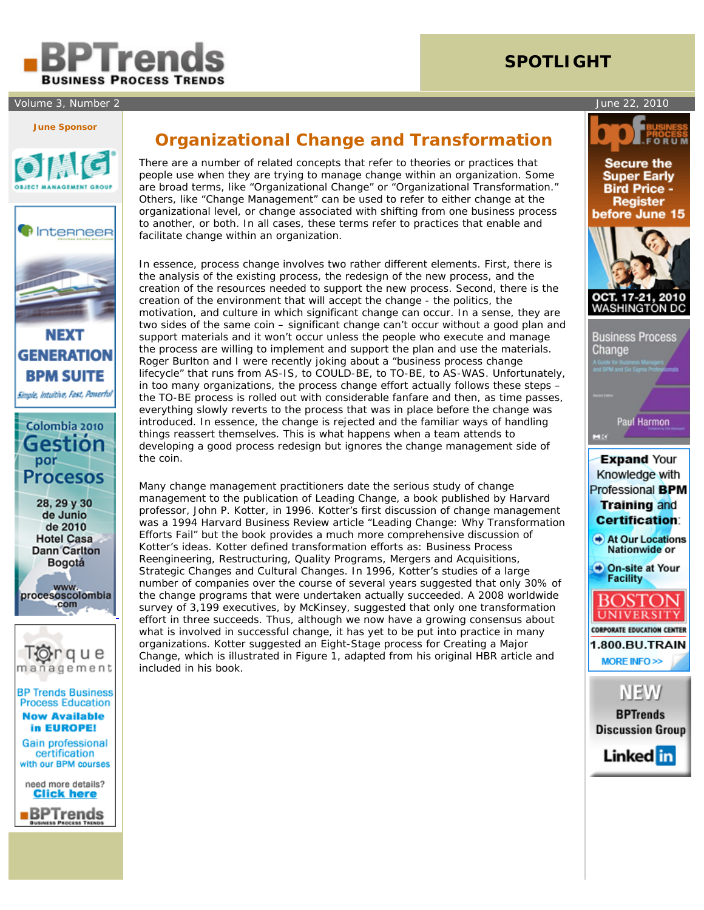# Organizational Change and Transformation

There are a number of related concepts that refer to theories or practices that people use when they are trying to manage change within an organization. Some are broad terms, like "Organizational Change" or "Organizational Transformation." Others, like "Change Management" can be used to refer to either change at the organizational level, or change associated with shifting from one business process to another, or both. In all cases, these terms refer to practices that enable and facilitate change within an organization.

In essence, process change involves two rather different elements. First, there is the analysis of the existing process, the redesign of the new process, and the creation of the resources needed to support the new process. Second, there is the creation of the environment that will accept the change - the politics, the motivation, and culture in which significant change can occur. In a sense, they are two sides of the same coin – significant change can't occur without a good plan and support materials and it won't occur unless the people who execute and manage the process are willing to implement and support the plan and use the materials. Roger Burlton and I were recently joking about a "business process change lifecycle" that runs from AS-IS, to COULD-BE, to TO-BE, to AS-WAS. Unfortunately, in too many organizations, the process change effort actually follows these steps – the TO-BE process is rolled out with considerable fanfare and then, as time passes, everything slowly reverts to the process that was in place before the change was introduced. In essence, the change is rejected and the familiar ways of handling things reassert themselves. This is what happens when a team attends to developing a good process redesign but ignores the change management side of the coin.

Many change management practitioners date the serious study of change management to the publication of Leading Change, a book published by Harvard professor, John P. Kotter, in 1996. Kotter's first discussion of change management was a 1994 Harvard Business Review article "Leading Change: Why Transformation Efforts Fail" but the book provides a much more comprehensive discussion of Kotter's ideas. Kotter defined transformation efforts as: Business Process Reengineering, Restructuring, Quality Programs, Mergers and Acquisitions, Strategic Changes and Cultural Changes. In 1996, Kotter's studies of a large number of companies over the course of several years suggested that only 30% of the change programs that were undertaken actually succeeded. A 2008 worldwide survey of 3,199 executives, by McKinsey, suggested that only one transformation effort in three succeeds. Thus, although we now have a growing consensus about what is involved in successful change, it has yet to be put into practice in many organizations. Kotter suggested an Eight-Stage process for Creating a Major Change, which is illustrated in Figure 1, adapted from his original HBR article and included in his book.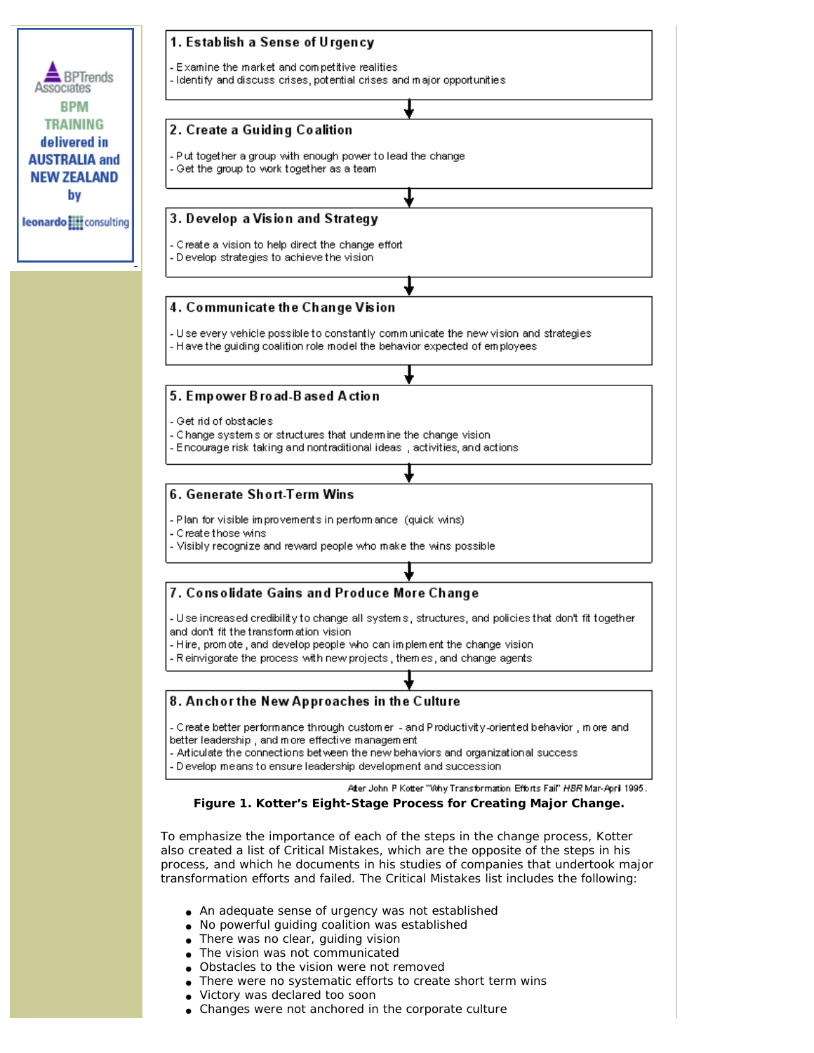**1. Establish a Sense of Urgency**

- Examine the market and competitive realities
- Identify and discuss crises, potential crises and major opportunities

↓

**2. Create a Guiding Coalition**

- Put together a group with enough power to lead the change
- Get the group to work together as a team

↓

**3. Develop a Vision and Strategy**

- Create a vision to help direct the change effort
- Develop strategies to achieve the vision

↓

**4. Communicate the Change Vision**

- Use every vehicle possible to constantly communicate the new vision and strategies
- Have the guiding coalition role model the behavior expected of employees

↓

**5. Empower Broad-Based Action**

- Get rid of obstacles
- Change systems or structures that undermine the change vision
- Encourage risk taking and nontraditional ideas, activities, and actions

↓

**6. Generate Short-Term Wins**

- Plan for visible improvements in performance (quick wins)
- Create those wins
- Visibly recognize and reward people who make the wins possible

↓

**7. Consolidate Gains and Produce More Change**

- Use increased credibility to change all systems, structures, and policies that don't fit together and don't fit the transformation vision
- Hire, promote, and develop people who can implement the change vision
- Reinvigorate the process with new projects, themes, and change agents

↓

**8. Anchor the New Approaches in the Culture**

- Create better performance through customer- and Productivity-oriented behavior, more and better leadership, and more effective management
- Articulate the connections between the new behaviors and organizational success
- Develop means to ensure leadership development and succession

After John P Kotter "Why Transformation Efforts Fail" *HBR* Mar-April 1995.

**Figure 1. Kotter's Eight-Stage Process for Creating Major Change.**

To emphasize the importance of each of the steps in the change process, Kotter also created a list of Critical Mistakes, which are the opposite of the steps in his process, and which he documents in his studies of companies that undertook major transformation efforts and failed. The Critical Mistakes list includes the following:

- An adequate sense of urgency was not established
- No powerful guiding coalition was established
- There was no clear, guiding vision
- The vision was not communicated
- Obstacles to the vision were not removed
- There were no systematic efforts to create short term wins
- Victory was declared too soon
- Changes were not anchored in the corporate culture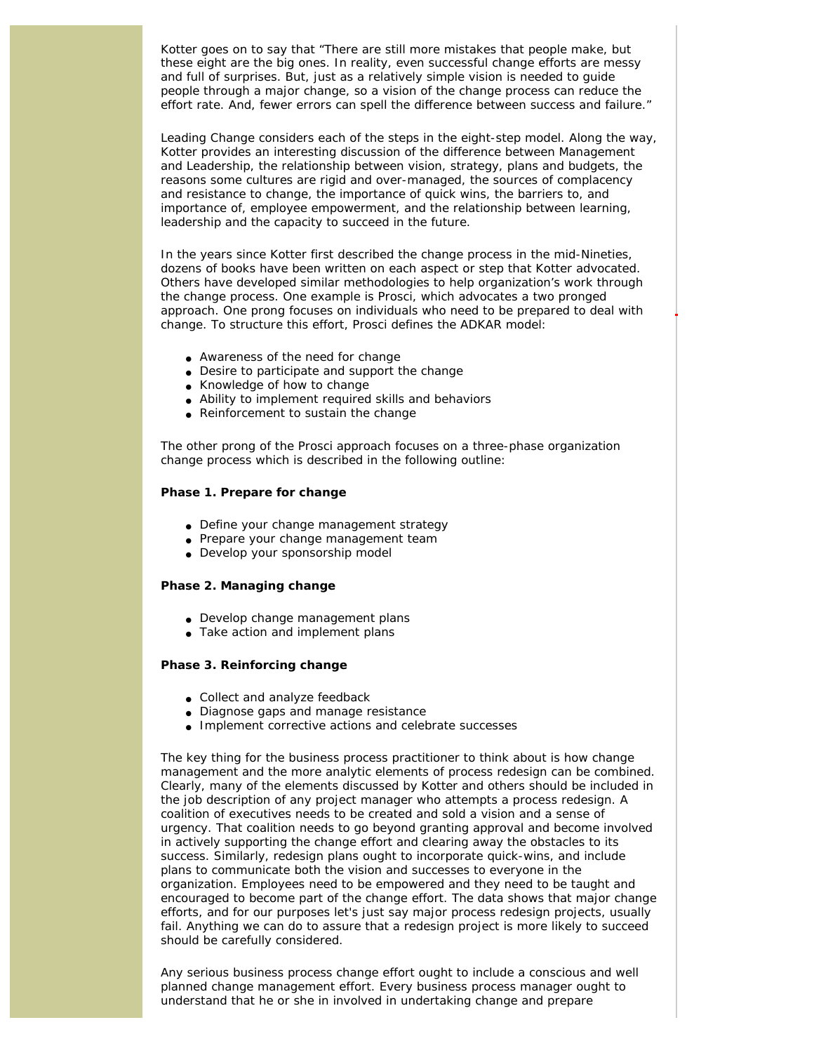Kotter goes on to say that "There are still more mistakes that people make, but these eight are the big ones. In reality, even successful change efforts are messy and full of surprises. But, just as a relatively simple vision is needed to guide people through a major change, so a vision of the change process can reduce the effort rate. And, fewer errors can spell the difference between success and failure."

Leading Change considers each of the steps in the eight-step model. Along the way, Kotter provides an interesting discussion of the difference between Management and Leadership, the relationship between vision, strategy, plans and budgets, the reasons some cultures are rigid and over-managed, the sources of complacency and resistance to change, the importance of quick wins, the barriers to, and importance of, employee empowerment, and the relationship between learning, leadership and the capacity to succeed in the future.

In the years since Kotter first described the change process in the mid-Nineties, dozens of books have been written on each aspect or step that Kotter advocated. Others have developed similar methodologies to help organization's work through the change process. One example is Prosci, which advocates a two pronged approach. One prong focuses on individuals who need to be prepared to deal with change. To structure this effort, Prosci defines the ADKAR model:

- Awareness of the need for change
- Desire to participate and support the change
- Knowledge of how to change
- Ability to implement required skills and behaviors
- Reinforcement to sustain the change

The other prong of the Prosci approach focuses on a three-phase organization change process which is described in the following outline:

**Phase 1. Prepare for change**

- Define your change management strategy
- Prepare your change management team
- Develop your sponsorship model

**Phase 2. Managing change**

- Develop change management plans
- Take action and implement plans

**Phase 3. Reinforcing change**

- Collect and analyze feedback
- Diagnose gaps and manage resistance
- Implement corrective actions and celebrate successes

The key thing for the business process practitioner to think about is how change management and the more analytic elements of process redesign can be combined. Clearly, many of the elements discussed by Kotter and others should be included in the job description of any project manager who attempts a process redesign. A coalition of executives needs to be created and sold a vision and a sense of urgency. That coalition needs to go beyond granting approval and become involved in actively supporting the change effort and clearing away the obstacles to its success. Similarly, redesign plans ought to incorporate quick-wins, and include plans to communicate both the vision and successes to everyone in the organization. Employees need to be empowered and they need to be taught and encouraged to become part of the change effort. The data shows that major change efforts, and for our purposes let's just say major process redesign projects, usually fail. Anything we can do to assure that a redesign project is more likely to succeed should be carefully considered.

Any serious business process change effort ought to include a conscious and well planned change management effort. Every business process manager ought to understand that he or she in involved in undertaking change and prepare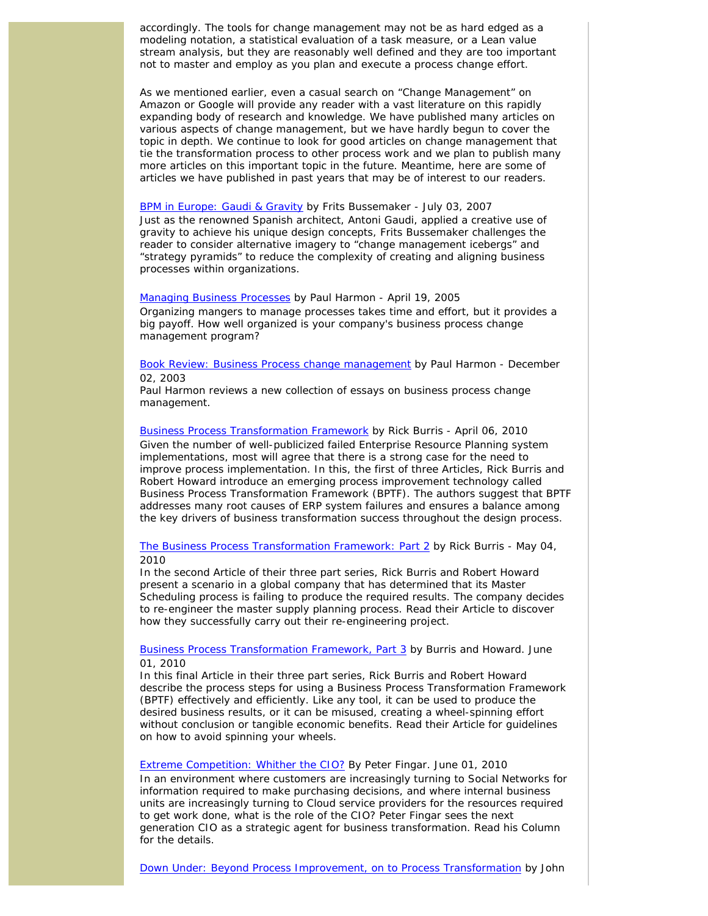accordingly. The tools for change management may not be as hard edged as a modeling notation, a statistical evaluation of a task measure, or a Lean value stream analysis, but they are reasonably well defined and they are too important not to master and employ as you plan and execute a process change effort.

As we mentioned earlier, even a casual search on "Change Management" on Amazon or Google will provide any reader with a vast literature on this rapidly expanding body of research and knowledge. We have published many articles on various aspects of change management, but we have hardly begun to cover the topic in depth. We continue to look for good articles on change management that tie the transformation process to other process work and we plan to publish many more articles on this important topic in the future. Meantime, here are some of articles we have published in past years that may be of interest to our readers.

BPM in Europe: Gaudi & Gravity by Frits Bussemaker - July 03, 2007
Just as the renowned Spanish architect, Antoni Gaudi, applied a creative use of gravity to achieve his unique design concepts, Frits Bussemaker challenges the reader to consider alternative imagery to "change management icebergs" and "strategy pyramids" to reduce the complexity of creating and aligning business processes within organizations.

Managing Business Processes by Paul Harmon - April 19, 2005
Organizing mangers to manage processes takes time and effort, but it provides a big payoff. How well organized is your company's business process change management program?

Book Review: Business Process change management by Paul Harmon - December 02, 2003
Paul Harmon reviews a new collection of essays on business process change management.

Business Process Transformation Framework by Rick Burris - April 06, 2010
Given the number of well-publicized failed Enterprise Resource Planning system implementations, most will agree that there is a strong case for the need to improve process implementation. In this, the first of three Articles, Rick Burris and Robert Howard introduce an emerging process improvement technology called Business Process Transformation Framework (BPTF). The authors suggest that BPTF addresses many root causes of ERP system failures and ensures a balance among the key drivers of business transformation success throughout the design process.

The Business Process Transformation Framework: Part 2 by Rick Burris - May 04, 2010
In the second Article of their three part series, Rick Burris and Robert Howard present a scenario in a global company that has determined that its Master Scheduling process is failing to produce the required results. The company decides to re-engineer the master supply planning process. Read their Article to discover how they successfully carry out their re-engineering project.

Business Process Transformation Framework, Part 3 by Burris and Howard. June 01, 2010
In this final Article in their three part series, Rick Burris and Robert Howard describe the process steps for using a Business Process Transformation Framework (BPTF) effectively and efficiently. Like any tool, it can be used to produce the desired business results, or it can be misused, creating a wheel-spinning effort without conclusion or tangible economic benefits. Read their Article for guidelines on how to avoid spinning your wheels.

Extreme Competition: Whither the CIO? By Peter Fingar. June 01, 2010
In an environment where customers are increasingly turning to Social Networks for information required to make purchasing decisions, and where internal business units are increasingly turning to Cloud service providers for the resources required to get work done, what is the role of the CIO? Peter Fingar sees the next generation CIO as a strategic agent for business transformation. Read his Column for the details.

Down Under: Beyond Process Improvement, on to Process Transformation by John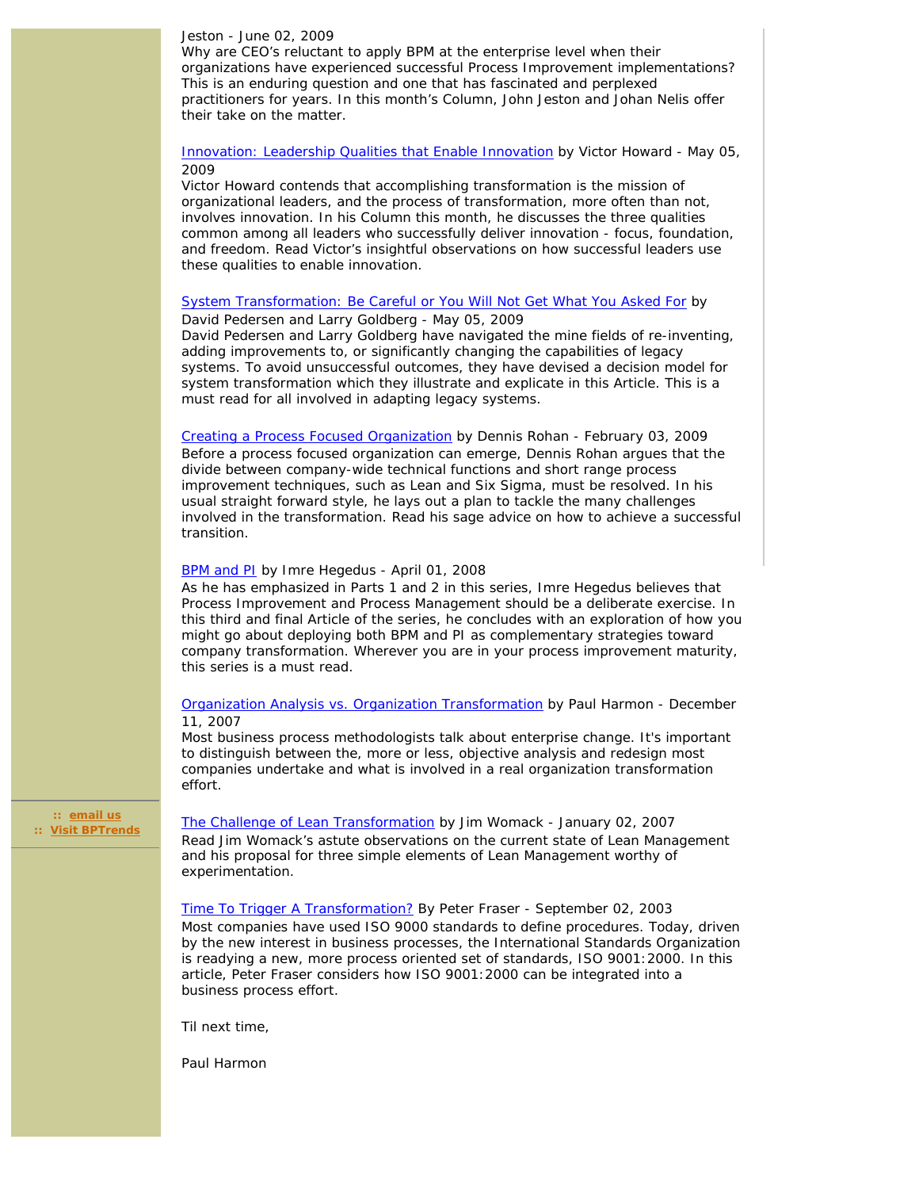Jeston - June 02, 2009
Why are CEO's reluctant to apply BPM at the enterprise level when their organizations have experienced successful Process Improvement implementations? This is an enduring question and one that has fascinated and perplexed practitioners for years. In this month's Column, John Jeston and Johan Nelis offer their take on the matter.

Innovation: Leadership Qualities that Enable Innovation by Victor Howard - May 05, 2009
Victor Howard contends that accomplishing transformation is the mission of organizational leaders, and the process of transformation, more often than not, involves innovation. In his Column this month, he discusses the three qualities common among all leaders who successfully deliver innovation - focus, foundation, and freedom. Read Victor's insightful observations on how successful leaders use these qualities to enable innovation.

System Transformation: Be Careful or You Will Not Get What You Asked For by David Pedersen and Larry Goldberg - May 05, 2009
David Pedersen and Larry Goldberg have navigated the mine fields of re-inventing, adding improvements to, or significantly changing the capabilities of legacy systems. To avoid unsuccessful outcomes, they have devised a decision model for system transformation which they illustrate and explicate in this Article. This is a must read for all involved in adapting legacy systems.

Creating a Process Focused Organization by Dennis Rohan - February 03, 2009
Before a process focused organization can emerge, Dennis Rohan argues that the divide between company-wide technical functions and short range process improvement techniques, such as Lean and Six Sigma, must be resolved. In his usual straight forward style, he lays out a plan to tackle the many challenges involved in the transformation. Read his sage advice on how to achieve a successful transition.

BPM and PI by Imre Hegedus - April 01, 2008
As he has emphasized in Parts 1 and 2 in this series, Imre Hegedus believes that Process Improvement and Process Management should be a deliberate exercise. In this third and final Article of the series, he concludes with an exploration of how you might go about deploying both BPM and PI as complementary strategies toward company transformation. Wherever you are in your process improvement maturity, this series is a must read.

Organization Analysis vs. Organization Transformation by Paul Harmon - December 11, 2007
Most business process methodologists talk about enterprise change. It's important to distinguish between the, more or less, objective analysis and redesign most companies undertake and what is involved in a real organization transformation effort.

The Challenge of Lean Transformation by Jim Womack - January 02, 2007
Read Jim Womack's astute observations on the current state of Lean Management and his proposal for three simple elements of Lean Management worthy of experimentation.

Time To Trigger A Transformation? By Peter Fraser - September 02, 2003
Most companies have used ISO 9000 standards to define procedures. Today, driven by the new interest in business processes, the International Standards Organization is readying a new, more process oriented set of standards, ISO 9001:2000. In this article, Peter Fraser considers how ISO 9001:2000 can be integrated into a business process effort.

Til next time,

Paul Harmon

:: email us
:: Visit BPTrends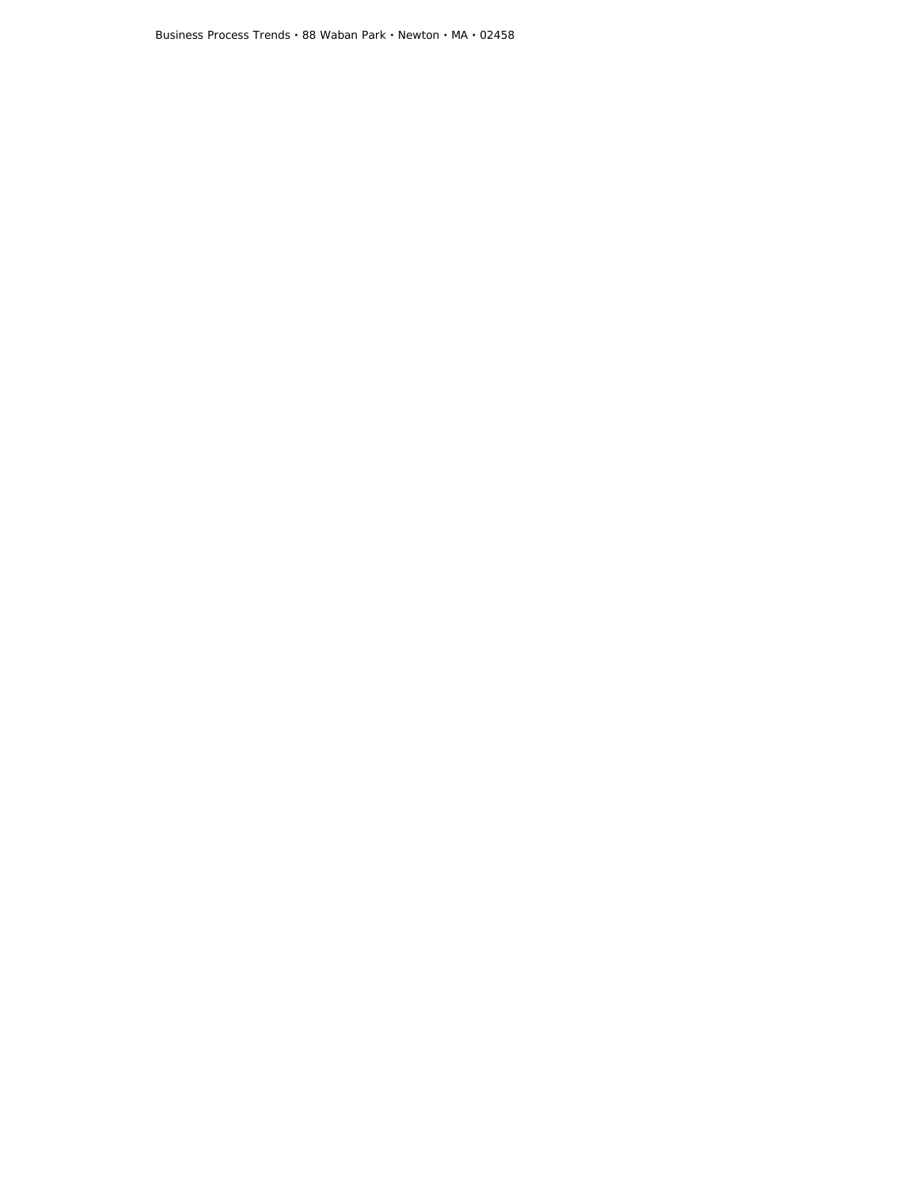Business Process Trends • 88 Waban Park • Newton • MA • 02458